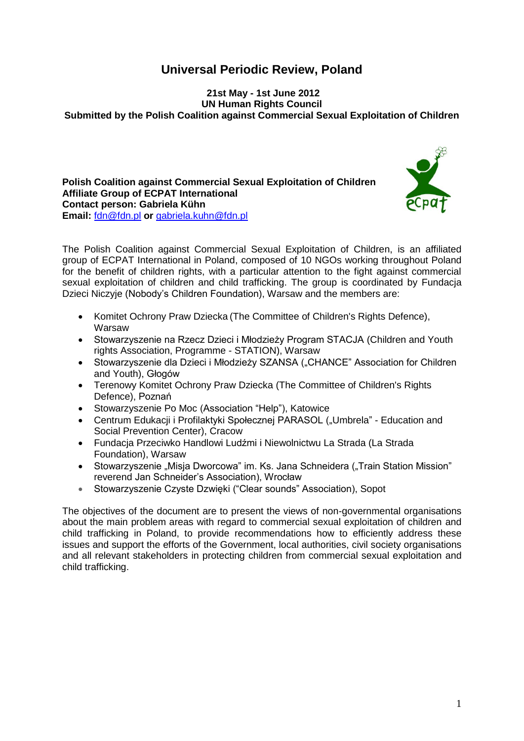# Universal Periodic Review, Poland

**21st May - 1st June 2012**
**UN Human Rights Council**
**Submitted by the Polish Coalition against Commercial Sexual Exploitation of Children**

**Polish Coalition against Commercial Sexual Exploitation of Children**
**Affiliate Group of ECPAT International**
**Contact person: Gabriela Kühn**
**Email:** fdn@fdn.pl **or** gabriela.kuhn@fdn.pl

The Polish Coalition against Commercial Sexual Exploitation of Children, is an affiliated group of ECPAT International in Poland, composed of 10 NGOs working throughout Poland for the benefit of children rights, with a particular attention to the fight against commercial sexual exploitation of children and child trafficking. The group is coordinated by Fundacja Dzieci Niczyje (Nobody's Children Foundation), Warsaw and the members are:

- Komitet Ochrony Praw Dziecka (The Committee of Children's Rights Defence), Warsaw
- Stowarzyszenie na Rzecz Dzieci i Młodzieży Program STACJA (Children and Youth rights Association, Programme - STATION), Warsaw
- Stowarzyszenie dla Dzieci i Młodzieży SZANSA („CHANCE" Association for Children and Youth), Głogów
- Terenowy Komitet Ochrony Praw Dziecka (The Committee of Children's Rights Defence), Poznań
- Stowarzyszenie Po Moc (Association "Help"), Katowice
- Centrum Edukacji i Profilaktyki Społecznej PARASOL („Umbrela" - Education and Social Prevention Center), Cracow
- Fundacja Przeciwko Handlowi Ludźmi i Niewolnictwu La Strada (La Strada Foundation), Warsaw
- Stowarzyszenie „Misja Dworcowa" im. Ks. Jana Schneidera („Train Station Mission" reverend Jan Schneider's Association), Wrocław
- Stowarzyszenie Czyste Dzwięki ("Clear sounds" Association), Sopot

The objectives of the document are to present the views of non-governmental organisations about the main problem areas with regard to commercial sexual exploitation of children and child trafficking in Poland, to provide recommendations how to efficiently address these issues and support the efforts of the Government, local authorities, civil society organisations and all relevant stakeholders in protecting children from commercial sexual exploitation and child trafficking.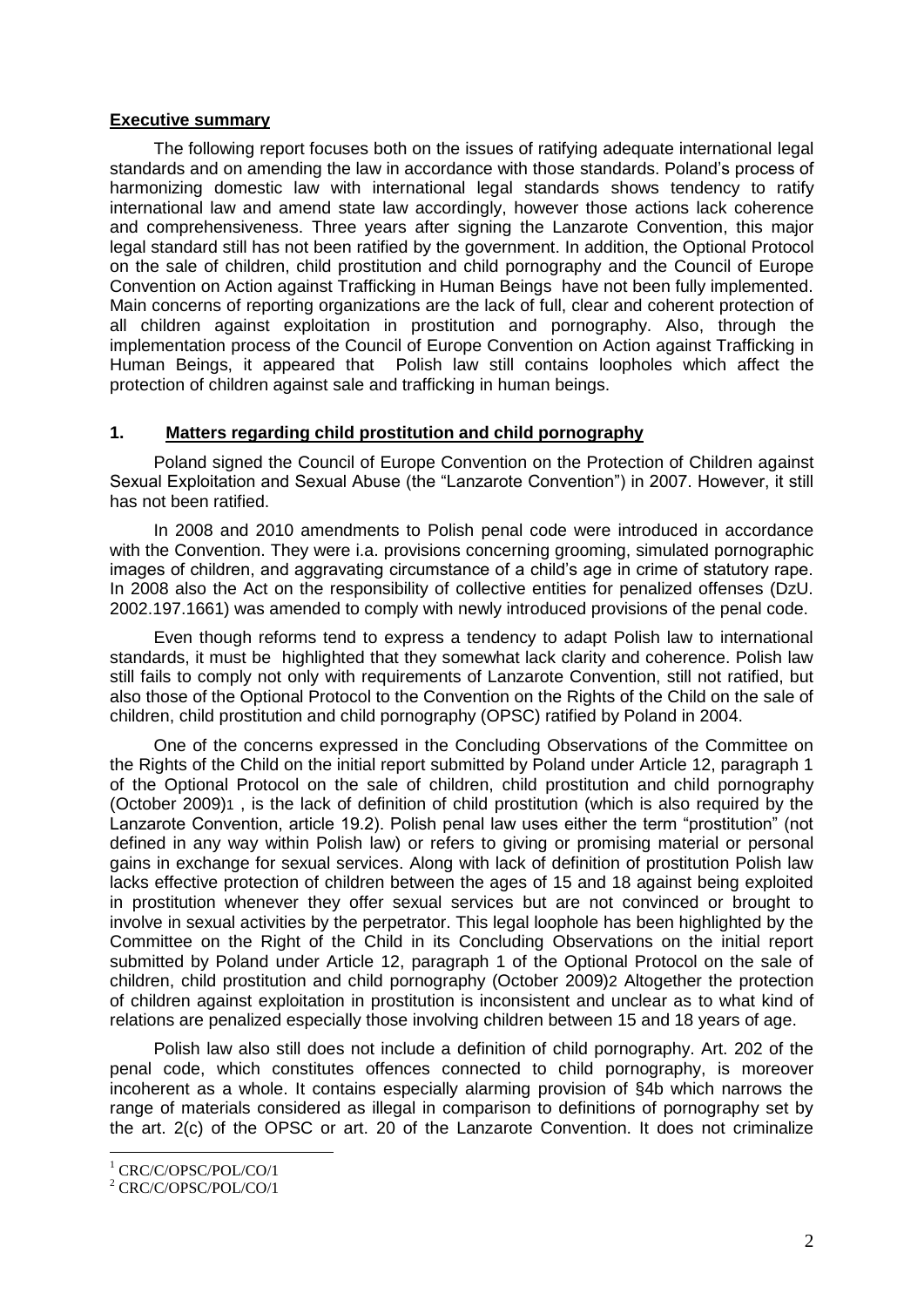## Executive summary

The following report focuses both on the issues of ratifying adequate international legal standards and on amending the law in accordance with those standards. Poland's process of harmonizing domestic law with international legal standards shows tendency to ratify international law and amend state law accordingly, however those actions lack coherence and comprehensiveness. Three years after signing the Lanzarote Convention, this major legal standard still has not been ratified by the government. In addition, the Optional Protocol on the sale of children, child prostitution and child pornography and the Council of Europe Convention on Action against Trafficking in Human Beings have not been fully implemented. Main concerns of reporting organizations are the lack of full, clear and coherent protection of all children against exploitation in prostitution and pornography. Also, through the implementation process of the Council of Europe Convention on Action against Trafficking in Human Beings, it appeared that Polish law still contains loopholes which affect the protection of children against sale and trafficking in human beings.

## 1. Matters regarding child prostitution and child pornography

Poland signed the Council of Europe Convention on the Protection of Children against Sexual Exploitation and Sexual Abuse (the "Lanzarote Convention") in 2007. However, it still has not been ratified.

In 2008 and 2010 amendments to Polish penal code were introduced in accordance with the Convention. They were i.a. provisions concerning grooming, simulated pornographic images of children, and aggravating circumstance of a child's age in crime of statutory rape. In 2008 also the Act on the responsibility of collective entities for penalized offenses (DzU. 2002.197.1661) was amended to comply with newly introduced provisions of the penal code.

Even though reforms tend to express a tendency to adapt Polish law to international standards, it must be highlighted that they somewhat lack clarity and coherence. Polish law still fails to comply not only with requirements of Lanzarote Convention, still not ratified, but also those of the Optional Protocol to the Convention on the Rights of the Child on the sale of children, child prostitution and child pornography (OPSC) ratified by Poland in 2004.

One of the concerns expressed in the Concluding Observations of the Committee on the Rights of the Child on the initial report submitted by Poland under Article 12, paragraph 1 of the Optional Protocol on the sale of children, child prostitution and child pornography (October 2009)[1] , is the lack of definition of child prostitution (which is also required by the Lanzarote Convention, article 19.2). Polish penal law uses either the term "prostitution" (not defined in any way within Polish law) or refers to giving or promising material or personal gains in exchange for sexual services. Along with lack of definition of prostitution Polish law lacks effective protection of children between the ages of 15 and 18 against being exploited in prostitution whenever they offer sexual services but are not convinced or brought to involve in sexual activities by the perpetrator. This legal loophole has been highlighted by the Committee on the Right of the Child in its Concluding Observations on the initial report submitted by Poland under Article 12, paragraph 1 of the Optional Protocol on the sale of children, child prostitution and child pornography (October 2009)[2] Altogether the protection of children against exploitation in prostitution is inconsistent and unclear as to what kind of relations are penalized especially those involving children between 15 and 18 years of age.

Polish law also still does not include a definition of child pornography. Art. 202 of the penal code, which constitutes offences connected to child pornography, is moreover incoherent as a whole. It contains especially alarming provision of §4b which narrows the range of materials considered as illegal in comparison to definitions of pornography set by the art. 2(c) of the OPSC or art. 20 of the Lanzarote Convention. It does not criminalize

[1] CRC/C/OPSC/POL/CO/1

[2] CRC/C/OPSC/POL/CO/1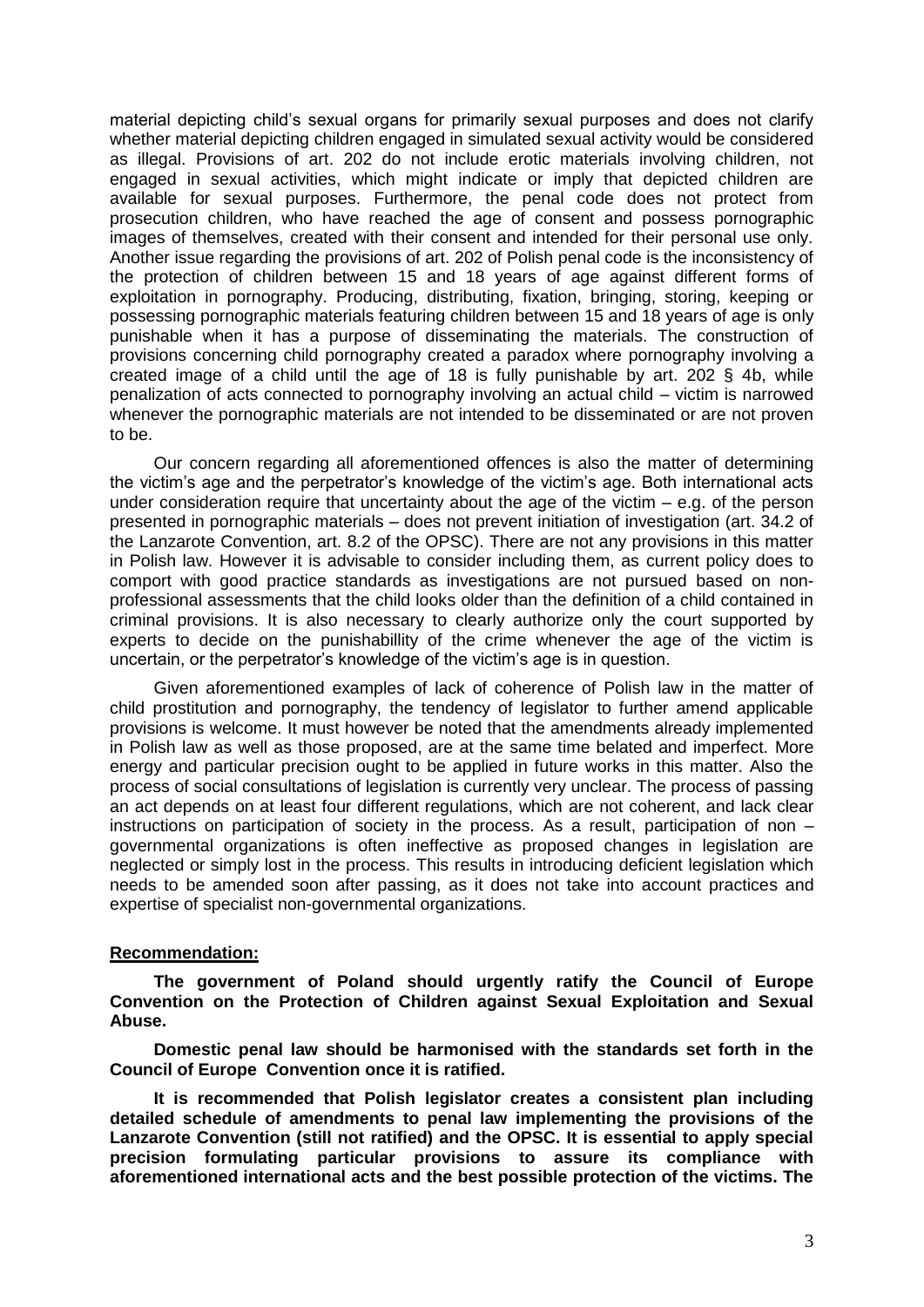material depicting child's sexual organs for primarily sexual purposes and does not clarify whether material depicting children engaged in simulated sexual activity would be considered as illegal. Provisions of art. 202 do not include erotic materials involving children, not engaged in sexual activities, which might indicate or imply that depicted children are available for sexual purposes. Furthermore, the penal code does not protect from prosecution children, who have reached the age of consent and possess pornographic images of themselves, created with their consent and intended for their personal use only. Another issue regarding the provisions of art. 202 of Polish penal code is the inconsistency of the protection of children between 15 and 18 years of age against different forms of exploitation in pornography. Producing, distributing, fixation, bringing, storing, keeping or possessing pornographic materials featuring children between 15 and 18 years of age is only punishable when it has a purpose of disseminating the materials. The construction of provisions concerning child pornography created a paradox where pornography involving a created image of a child until the age of 18 is fully punishable by art. 202 § 4b, while penalization of acts connected to pornography involving an actual child – victim is narrowed whenever the pornographic materials are not intended to be disseminated or are not proven to be.

Our concern regarding all aforementioned offences is also the matter of determining the victim's age and the perpetrator's knowledge of the victim's age. Both international acts under consideration require that uncertainty about the age of the victim – e.g. of the person presented in pornographic materials – does not prevent initiation of investigation (art. 34.2 of the Lanzarote Convention, art. 8.2 of the OPSC). There are not any provisions in this matter in Polish law. However it is advisable to consider including them, as current policy does to comport with good practice standards as investigations are not pursued based on non-professional assessments that the child looks older than the definition of a child contained in criminal provisions. It is also necessary to clearly authorize only the court supported by experts to decide on the punishabillity of the crime whenever the age of the victim is uncertain, or the perpetrator's knowledge of the victim's age is in question.

Given aforementioned examples of lack of coherence of Polish law in the matter of child prostitution and pornography, the tendency of legislator to further amend applicable provisions is welcome. It must however be noted that the amendments already implemented in Polish law as well as those proposed, are at the same time belated and imperfect. More energy and particular precision ought to be applied in future works in this matter. Also the process of social consultations of legislation is currently very unclear. The process of passing an act depends on at least four different regulations, which are not coherent, and lack clear instructions on participation of society in the process. As a result, participation of non – governmental organizations is often ineffective as proposed changes in legislation are neglected or simply lost in the process. This results in introducing deficient legislation which needs to be amended soon after passing, as it does not take into account practices and expertise of specialist non-governmental organizations.

**Recommendation:**

**The government of Poland should urgently ratify the Council of Europe Convention on the Protection of Children against Sexual Exploitation and Sexual Abuse.**

**Domestic penal law should be harmonised with the standards set forth in the Council of Europe Convention once it is ratified.**

**It is recommended that Polish legislator creates a consistent plan including detailed schedule of amendments to penal law implementing the provisions of the Lanzarote Convention (still not ratified) and the OPSC. It is essential to apply special precision formulating particular provisions to assure its compliance with aforementioned international acts and the best possible protection of the victims. The**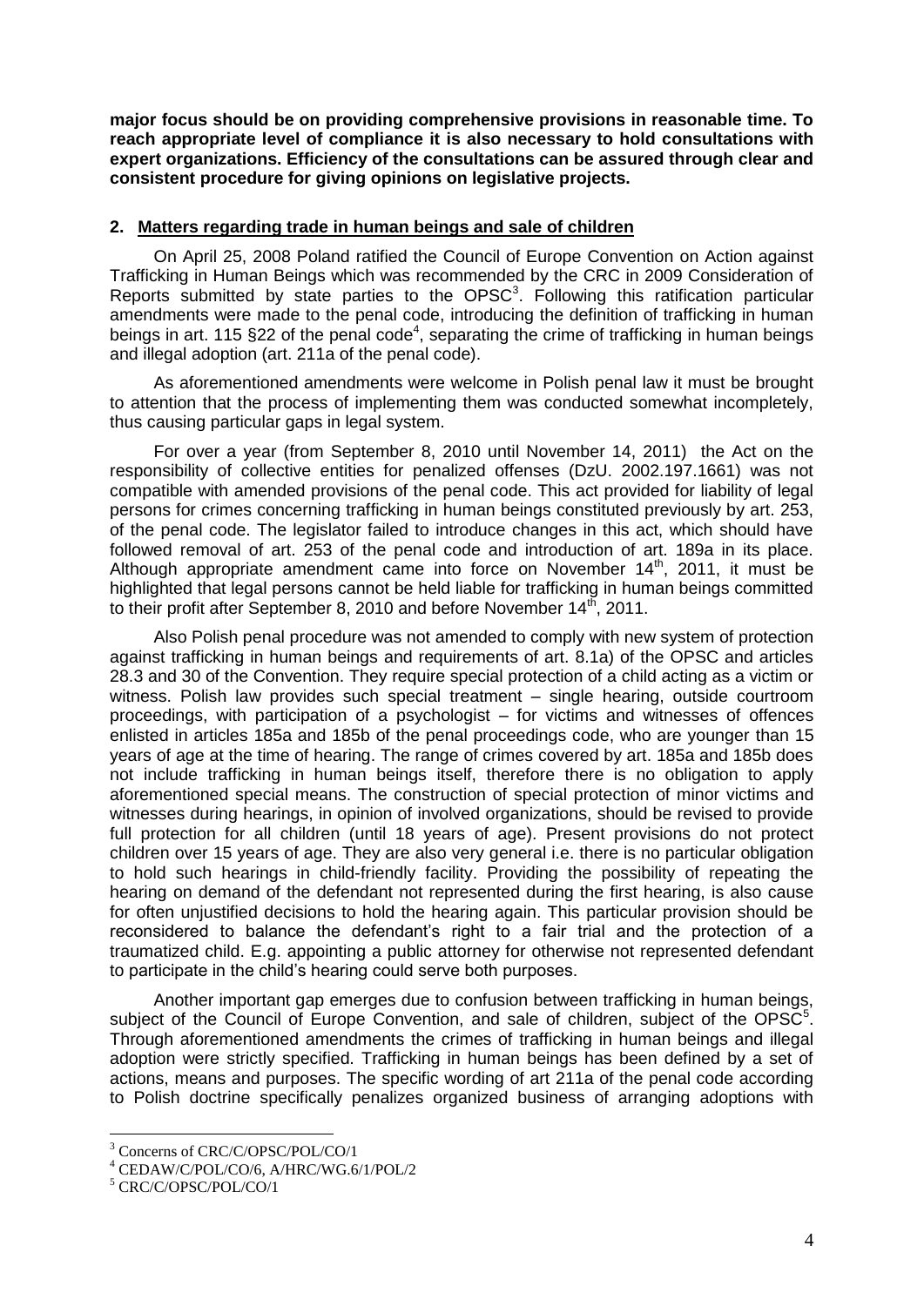**major focus should be on providing comprehensive provisions in reasonable time. To reach appropriate level of compliance it is also necessary to hold consultations with expert organizations. Efficiency of the consultations can be assured through clear and consistent procedure for giving opinions on legislative projects.**

## 2. Matters regarding trade in human beings and sale of children

On April 25, 2008 Poland ratified the Council of Europe Convention on Action against Trafficking in Human Beings which was recommended by the CRC in 2009 Consideration of Reports submitted by state parties to the OPSC[3]. Following this ratification particular amendments were made to the penal code, introducing the definition of trafficking in human beings in art. 115 §22 of the penal code[4], separating the crime of trafficking in human beings and illegal adoption (art. 211a of the penal code).

As aforementioned amendments were welcome in Polish penal law it must be brought to attention that the process of implementing them was conducted somewhat incompletely, thus causing particular gaps in legal system.

For over a year (from September 8, 2010 until November 14, 2011) the Act on the responsibility of collective entities for penalized offenses (DzU. 2002.197.1661) was not compatible with amended provisions of the penal code. This act provided for liability of legal persons for crimes concerning trafficking in human beings constituted previously by art. 253, of the penal code. The legislator failed to introduce changes in this act, which should have followed removal of art. 253 of the penal code and introduction of art. 189a in its place. Although appropriate amendment came into force on November 14th, 2011, it must be highlighted that legal persons cannot be held liable for trafficking in human beings committed to their profit after September 8, 2010 and before November 14th, 2011.

Also Polish penal procedure was not amended to comply with new system of protection against trafficking in human beings and requirements of art. 8.1a) of the OPSC and articles 28.3 and 30 of the Convention. They require special protection of a child acting as a victim or witness. Polish law provides such special treatment – single hearing, outside courtroom proceedings, with participation of a psychologist – for victims and witnesses of offences enlisted in articles 185a and 185b of the penal proceedings code, who are younger than 15 years of age at the time of hearing. The range of crimes covered by art. 185a and 185b does not include trafficking in human beings itself, therefore there is no obligation to apply aforementioned special means. The construction of special protection of minor victims and witnesses during hearings, in opinion of involved organizations, should be revised to provide full protection for all children (until 18 years of age). Present provisions do not protect children over 15 years of age. They are also very general i.e. there is no particular obligation to hold such hearings in child-friendly facility. Providing the possibility of repeating the hearing on demand of the defendant not represented during the first hearing, is also cause for often unjustified decisions to hold the hearing again. This particular provision should be reconsidered to balance the defendant's right to a fair trial and the protection of a traumatized child. E.g. appointing a public attorney for otherwise not represented defendant to participate in the child's hearing could serve both purposes.

Another important gap emerges due to confusion between trafficking in human beings, subject of the Council of Europe Convention, and sale of children, subject of the OPSC[5]. Through aforementioned amendments the crimes of trafficking in human beings and illegal adoption were strictly specified. Trafficking in human beings has been defined by a set of actions, means and purposes. The specific wording of art 211a of the penal code according to Polish doctrine specifically penalizes organized business of arranging adoptions with

---

[3] Concerns of CRC/C/OPSC/POL/CO/1

[4] CEDAW/C/POL/CO/6, A/HRC/WG.6/1/POL/2

[5] CRC/C/OPSC/POL/CO/1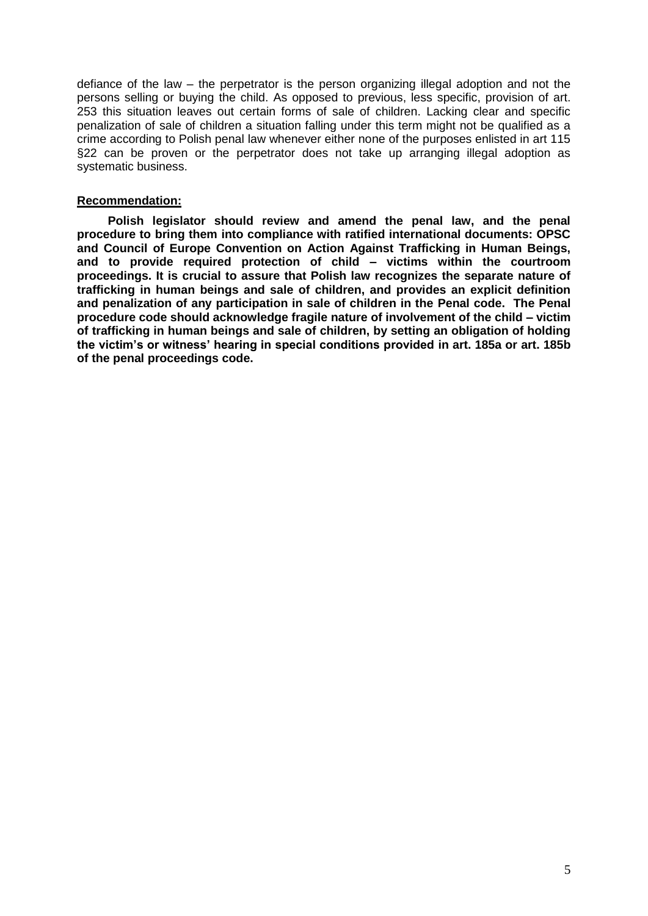defiance of the law – the perpetrator is the person organizing illegal adoption and not the persons selling or buying the child. As opposed to previous, less specific, provision of art. 253 this situation leaves out certain forms of sale of children. Lacking clear and specific penalization of sale of children a situation falling under this term might not be qualified as a crime according to Polish penal law whenever either none of the purposes enlisted in art 115 §22 can be proven or the perpetrator does not take up arranging illegal adoption as systematic business.

**Recommendation:**

**Polish legislator should review and amend the penal law, and the penal procedure to bring them into compliance with ratified international documents: OPSC and Council of Europe Convention on Action Against Trafficking in Human Beings, and to provide required protection of child – victims within the courtroom proceedings. It is crucial to assure that Polish law recognizes the separate nature of trafficking in human beings and sale of children, and provides an explicit definition and penalization of any participation in sale of children in the Penal code. The Penal procedure code should acknowledge fragile nature of involvement of the child – victim of trafficking in human beings and sale of children, by setting an obligation of holding the victim's or witness' hearing in special conditions provided in art. 185a or art. 185b of the penal proceedings code.**